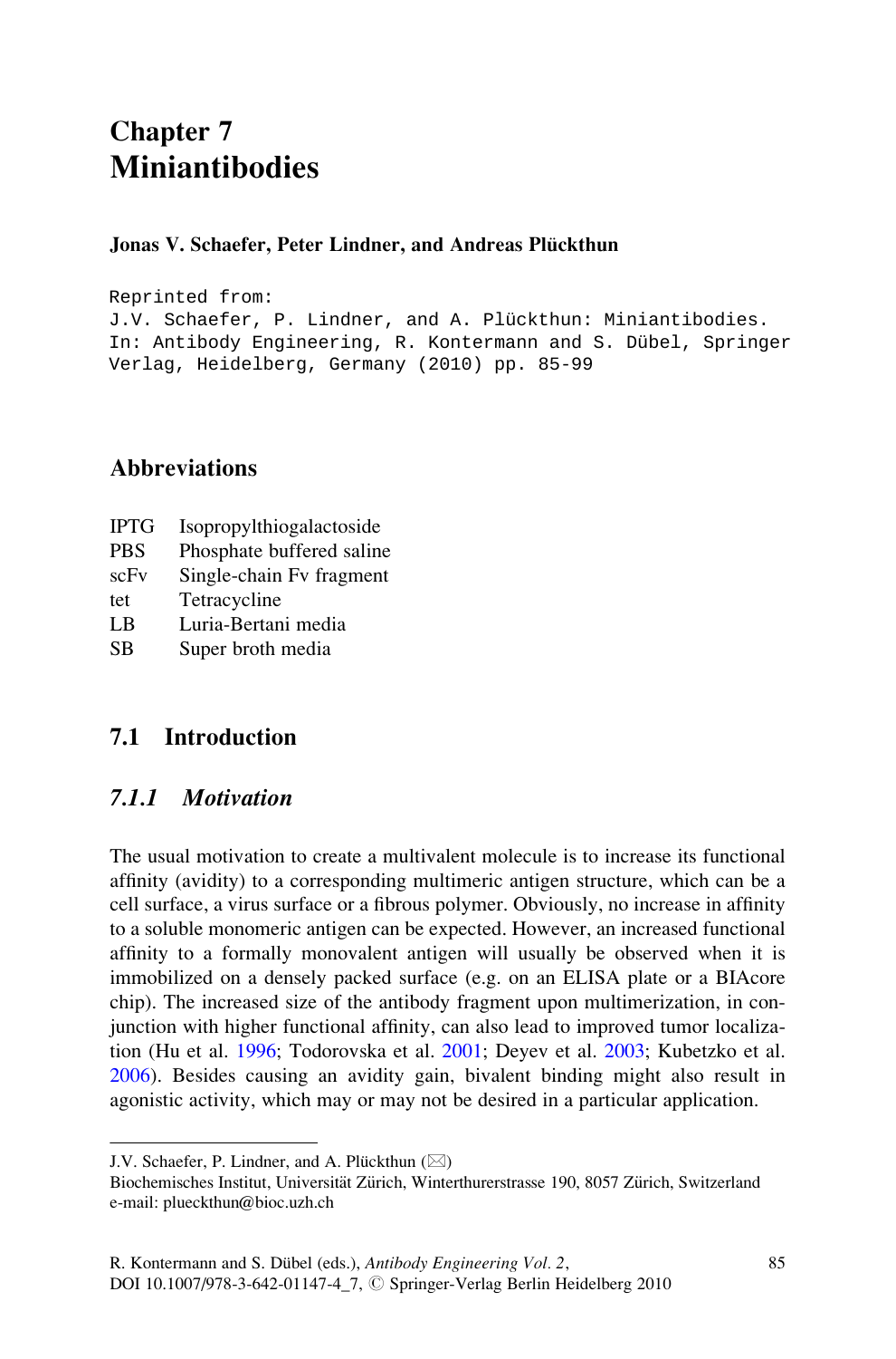# Chapter 7
# Miniantibodies

**Jonas V. Schaefer, Peter Lindner, and Andreas Plückthun**

```
Reprinted from:
J.V. Schaefer, P. Lindner, and A. Plückthun: Miniantibodies.
In: Antibody Engineering, R. Kontermann and S. Dübel, Springer
Verlag, Heidelberg, Germany (2010) pp. 85-99
```

## Abbreviations

| | |
|---|---|
| IPTG | Isopropylthiogalactoside |
| PBS | Phosphate buffered saline |
| scFv | Single-chain Fv fragment |
| tet | Tetracycline |
| LB | Luria-Bertani media |
| SB | Super broth media |

## 7.1 Introduction

### *7.1.1 Motivation*

The usual motivation to create a multivalent molecule is to increase its functional affinity (avidity) to a corresponding multimeric antigen structure, which can be a cell surface, a virus surface or a fibrous polymer. Obviously, no increase in affinity to a soluble monomeric antigen can be expected. However, an increased functional affinity to a formally monovalent antigen will usually be observed when it is immobilized on a densely packed surface (e.g. on an ELISA plate or a BIAcore chip). The increased size of the antibody fragment upon multimerization, in conjunction with higher functional affinity, can also lead to improved tumor localization (Hu et al. 1996; Todorovska et al. 2001; Deyev et al. 2003; Kubetzko et al. 2006). Besides causing an avidity gain, bivalent binding might also result in agonistic activity, which may or may not be desired in a particular application.

---

J.V. Schaefer, P. Lindner, and A. Plückthun (✉)
Biochemisches Institut, Universität Zürich, Winterthurerstrasse 190, 8057 Zürich, Switzerland
e-mail: plueckthun@bioc.uzh.ch

R. Kontermann and S. Dübel (eds.), *Antibody Engineering Vol. 2*,
DOI 10.1007/978-3-642-01147-4_7, © Springer-Verlag Berlin Heidelberg 2010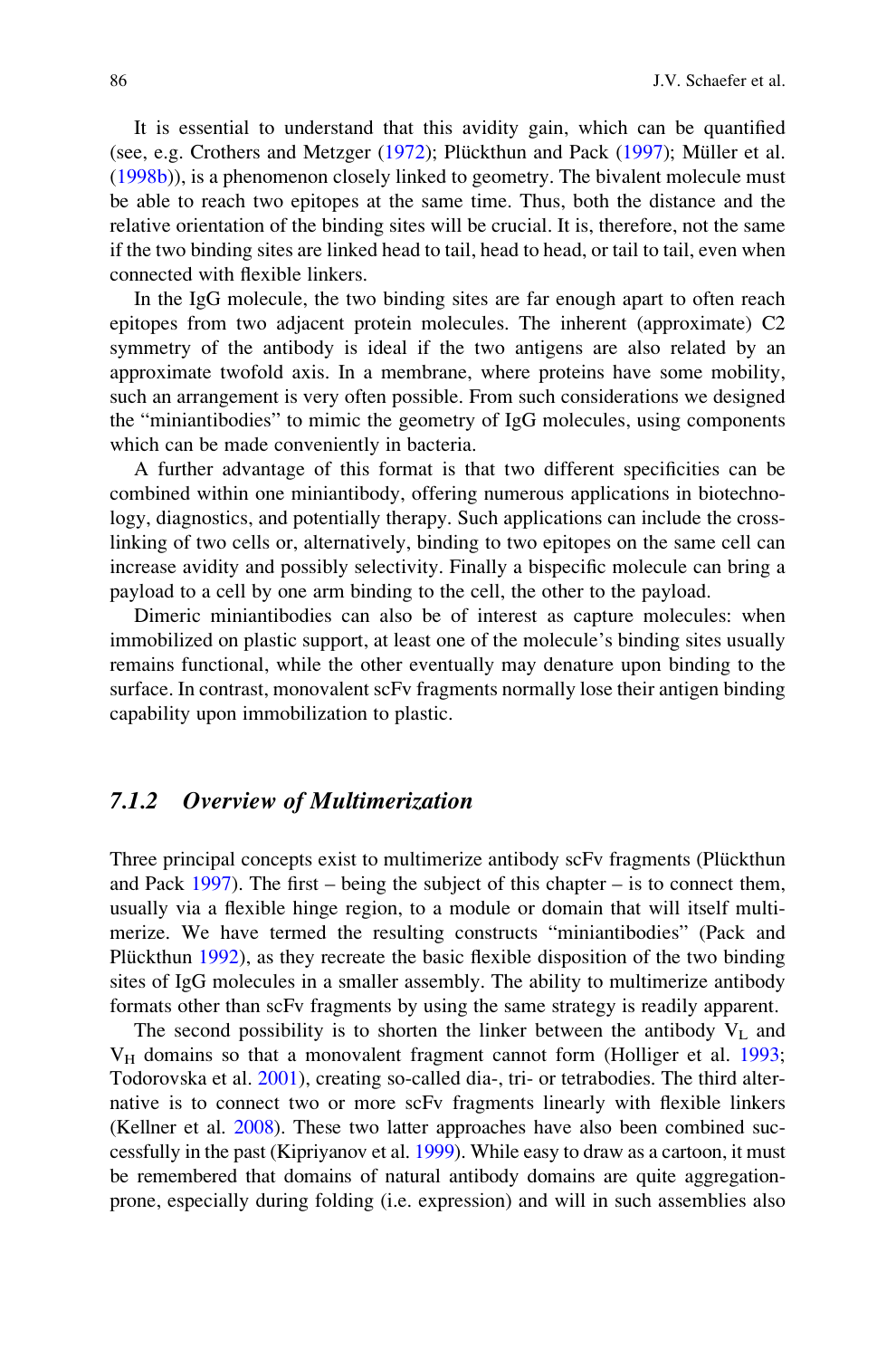It is essential to understand that this avidity gain, which can be quantified (see, e.g. Crothers and Metzger (1972); Plückthun and Pack (1997); Müller et al. (1998b)), is a phenomenon closely linked to geometry. The bivalent molecule must be able to reach two epitopes at the same time. Thus, both the distance and the relative orientation of the binding sites will be crucial. It is, therefore, not the same if the two binding sites are linked head to tail, head to head, or tail to tail, even when connected with flexible linkers.

In the IgG molecule, the two binding sites are far enough apart to often reach epitopes from two adjacent protein molecules. The inherent (approximate) C2 symmetry of the antibody is ideal if the two antigens are also related by an approximate twofold axis. In a membrane, where proteins have some mobility, such an arrangement is very often possible. From such considerations we designed the "miniantibodies" to mimic the geometry of IgG molecules, using components which can be made conveniently in bacteria.

A further advantage of this format is that two different specificities can be combined within one miniantibody, offering numerous applications in biotechnology, diagnostics, and potentially therapy. Such applications can include the cross-linking of two cells or, alternatively, binding to two epitopes on the same cell can increase avidity and possibly selectivity. Finally a bispecific molecule can bring a payload to a cell by one arm binding to the cell, the other to the payload.

Dimeric miniantibodies can also be of interest as capture molecules: when immobilized on plastic support, at least one of the molecule's binding sites usually remains functional, while the other eventually may denature upon binding to the surface. In contrast, monovalent scFv fragments normally lose their antigen binding capability upon immobilization to plastic.

### *7.1.2 Overview of Multimerization*

Three principal concepts exist to multimerize antibody scFv fragments (Plückthun and Pack 1997). The first – being the subject of this chapter – is to connect them, usually via a flexible hinge region, to a module or domain that will itself multimerize. We have termed the resulting constructs "miniantibodies" (Pack and Plückthun 1992), as they recreate the basic flexible disposition of the two binding sites of IgG molecules in a smaller assembly. The ability to multimerize antibody formats other than scFv fragments by using the same strategy is readily apparent.

The second possibility is to shorten the linker between the antibody $V_L$ and $V_H$ domains so that a monovalent fragment cannot form (Holliger et al. 1993; Todorovska et al. 2001), creating so-called dia-, tri- or tetrabodies. The third alternative is to connect two or more scFv fragments linearly with flexible linkers (Kellner et al. 2008). These two latter approaches have also been combined successfully in the past (Kipriyanov et al. 1999). While easy to draw as a cartoon, it must be remembered that domains of natural antibody domains are quite aggregation-prone, especially during folding (i.e. expression) and will in such assemblies also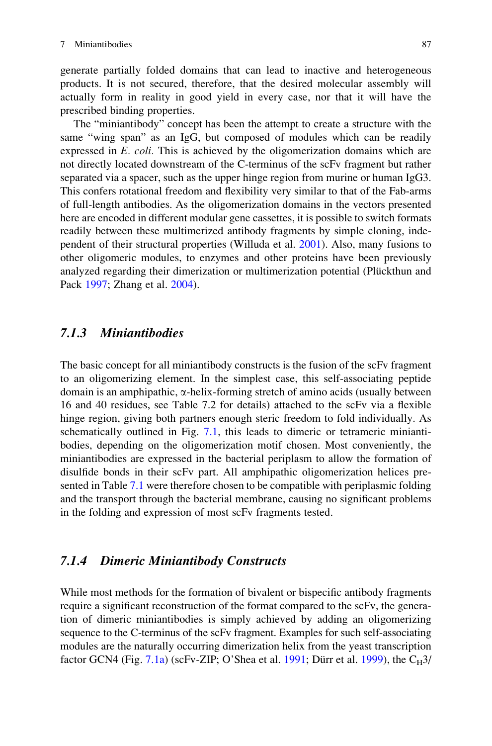generate partially folded domains that can lead to inactive and heterogeneous products. It is not secured, therefore, that the desired molecular assembly will actually form in reality in good yield in every case, nor that it will have the prescribed binding properties.

The "miniantibody" concept has been the attempt to create a structure with the same "wing span" as an IgG, but composed of modules which can be readily expressed in *E. coli*. This is achieved by the oligomerization domains which are not directly located downstream of the C-terminus of the scFv fragment but rather separated via a spacer, such as the upper hinge region from murine or human IgG3. This confers rotational freedom and flexibility very similar to that of the Fab-arms of full-length antibodies. As the oligomerization domains in the vectors presented here are encoded in different modular gene cassettes, it is possible to switch formats readily between these multimerized antibody fragments by simple cloning, independent of their structural properties (Willuda et al. 2001). Also, many fusions to other oligomeric modules, to enzymes and other proteins have been previously analyzed regarding their dimerization or multimerization potential (Plückthun and Pack 1997; Zhang et al. 2004).

### 7.1.3 Miniantibodies

The basic concept for all miniantibody constructs is the fusion of the scFv fragment to an oligomerizing element. In the simplest case, this self-associating peptide domain is an amphipathic, α-helix-forming stretch of amino acids (usually between 16 and 40 residues, see Table 7.2 for details) attached to the scFv via a flexible hinge region, giving both partners enough steric freedom to fold individually. As schematically outlined in Fig. 7.1, this leads to dimeric or tetrameric miniantibodies, depending on the oligomerization motif chosen. Most conveniently, the miniantibodies are expressed in the bacterial periplasm to allow the formation of disulfide bonds in their scFv part. All amphipathic oligomerization helices presented in Table 7.1 were therefore chosen to be compatible with periplasmic folding and the transport through the bacterial membrane, causing no significant problems in the folding and expression of most scFv fragments tested.

### 7.1.4 Dimeric Miniantibody Constructs

While most methods for the formation of bivalent or bispecific antibody fragments require a significant reconstruction of the format compared to the scFv, the generation of dimeric miniantibodies is simply achieved by adding an oligomerizing sequence to the C-terminus of the scFv fragment. Examples for such self-associating modules are the naturally occurring dimerization helix from the yeast transcription factor GCN4 (Fig. 7.1a) (scFv-ZIP; O'Shea et al. 1991; Dürr et al. 1999), the $C_H3$/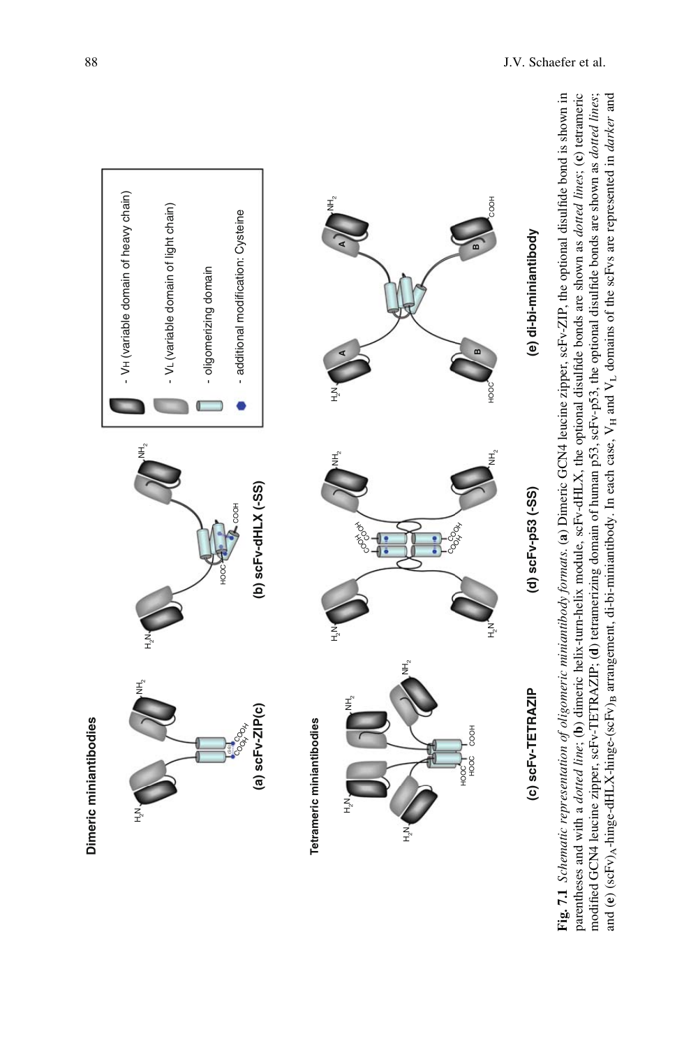Dimeric miniantibodies

(a) scFv-ZIP(c)

(b) scFv-dHLX (-SS)

Tetrameric miniantibodies

(c) scFv-TETRAZIP

(d) scFv-p53 (-SS)

(e) di-bi-miniantibody

- $V_H$ (variable domain of heavy chain)
- $V_L$ (variable domain of light chain)
- oligomerizing domain
- additional modification: Cysteine

**Fig. 7.1** *Schematic representation of oligomeric miniantibody formats*. (**a**) Dimeric GCN4 leucine zipper, scFv-ZIP, the optional disulfide bond is shown in parentheses and with a *dotted line*; (**b**) dimeric helix-turn-helix module, scFv-dHLX, the optional disulfide bonds are shown as *dotted lines*; (**c**) tetrameric modified GCN4 leucine zipper, scFv-TETRAZIP; (**d**) tetramerizing domain of human p53, scFv-p53, the optional disulfide bonds are shown as *dotted lines*; and (**e**) $(scFv)_A$-hinge-dHLX-hinge-$(scFv)_B$ arrangement, di-bi-miniantibody. In each case, $V_H$ and $V_L$ domains of the scFvs are represented in *darker* and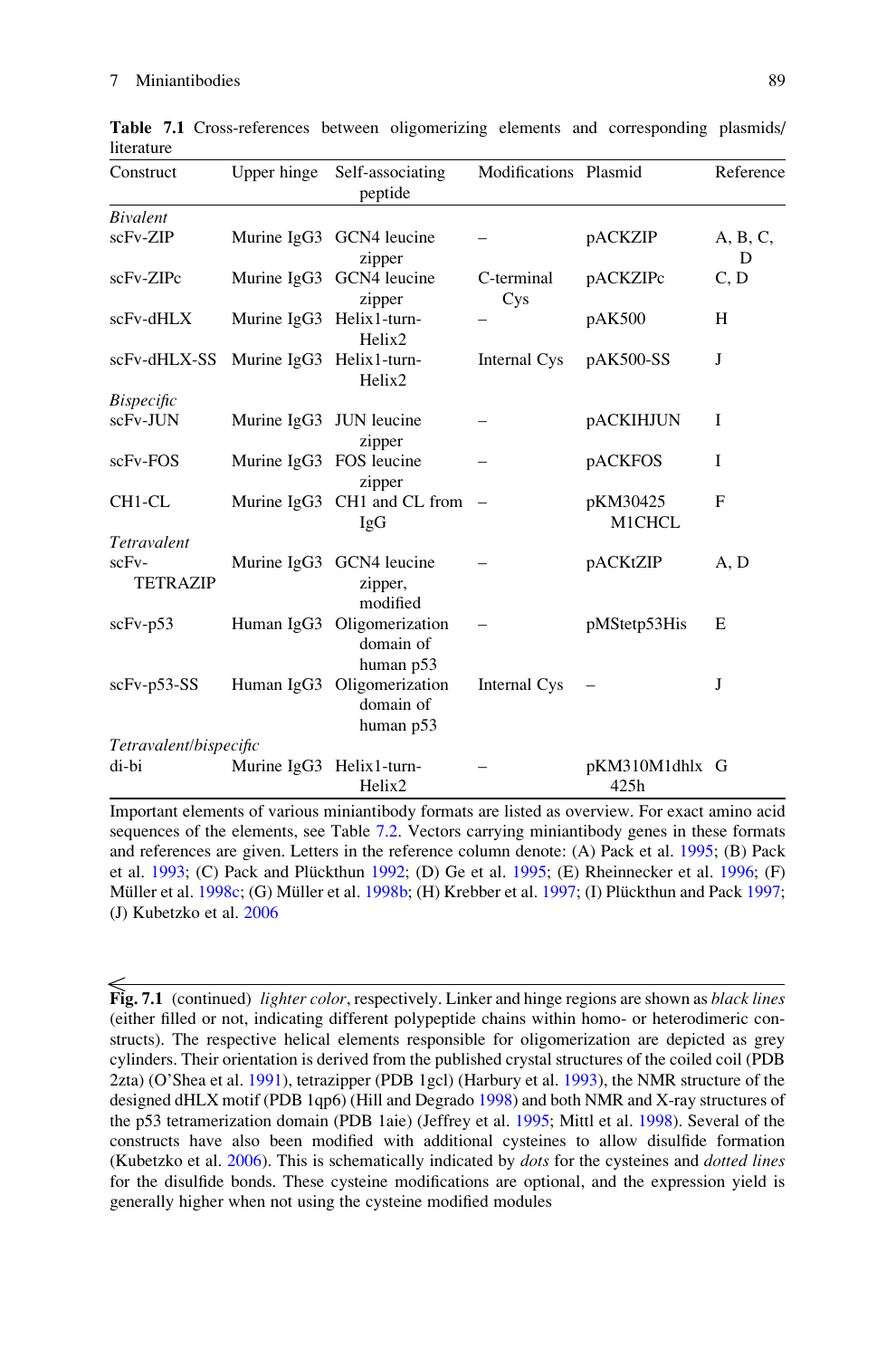**Table 7.1** Cross-references between oligomerizing elements and corresponding plasmids/literature

| Construct | Upper hinge | Self-associating peptide | Modifications | Plasmid | Reference |
|---|---|---|---|---|---|
| *Bivalent* | | | | | |
| scFv-ZIP | Murine IgG3 | GCN4 leucine zipper | – | pACKZIP | A, B, C, D |
| scFv-ZIPc | Murine IgG3 | GCN4 leucine zipper | C-terminal Cys | pACKZIPc | C, D |
| scFv-dHLX | Murine IgG3 | Helix1-turn-Helix2 | – | pAK500 | H |
| scFv-dHLX-SS | Murine IgG3 | Helix1-turn-Helix2 | Internal Cys | pAK500-SS | J |
| *Bispecific* | | | | | |
| scFv-JUN | Murine IgG3 | JUN leucine zipper | – | pACKIHJUN | I |
| scFv-FOS | Murine IgG3 | FOS leucine zipper | – | pACKFOS | I |
| CH1-CL | Murine IgG3 | CH1 and CL from IgG | – | pKM30425 M1CHCL | F |
| *Tetravalent* | | | | | |
| scFv-TETRAZIP | Murine IgG3 | GCN4 leucine zipper, modified | – | pACKtZIP | A, D |
| scFv-p53 | Human IgG3 | Oligomerization domain of human p53 | – | pMStetp53His | E |
| scFv-p53-SS | Human IgG3 | Oligomerization domain of human p53 | Internal Cys | – | J |
| *Tetravalent/bispecific* | | | | | |
| di-bi | Murine IgG3 | Helix1-turn-Helix2 | – | pKM310M1dhlx 425h | G |

Important elements of various miniantibody formats are listed as overview. For exact amino acid sequences of the elements, see Table 7.2. Vectors carrying miniantibody genes in these formats and references are given. Letters in the reference column denote: (A) Pack et al. 1995; (B) Pack et al. 1993; (C) Pack and Plückthun 1992; (D) Ge et al. 1995; (E) Rheinnecker et al. 1996; (F) Müller et al. 1998c; (G) Müller et al. 1998b; (H) Krebber et al. 1997; (I) Plückthun and Pack 1997; (J) Kubetzko et al. 2006

**Fig. 7.1** (continued) *lighter color*, respectively. Linker and hinge regions are shown as *black lines* (either filled or not, indicating different polypeptide chains within homo- or heterodimeric constructs). The respective helical elements responsible for oligomerization are depicted as grey cylinders. Their orientation is derived from the published crystal structures of the coiled coil (PDB 2zta) (O'Shea et al. 1991), tetrazipper (PDB 1gcl) (Harbury et al. 1993), the NMR structure of the designed dHLX motif (PDB 1qp6) (Hill and Degrado 1998) and both NMR and X-ray structures of the p53 tetramerization domain (PDB 1aie) (Jeffrey et al. 1995; Mittl et al. 1998). Several of the constructs have also been modified with additional cysteines to allow disulfide formation (Kubetzko et al. 2006). This is schematically indicated by *dots* for the cysteines and *dotted lines* for the disulfide bonds. These cysteine modifications are optional, and the expression yield is generally higher when not using the cysteine modified modules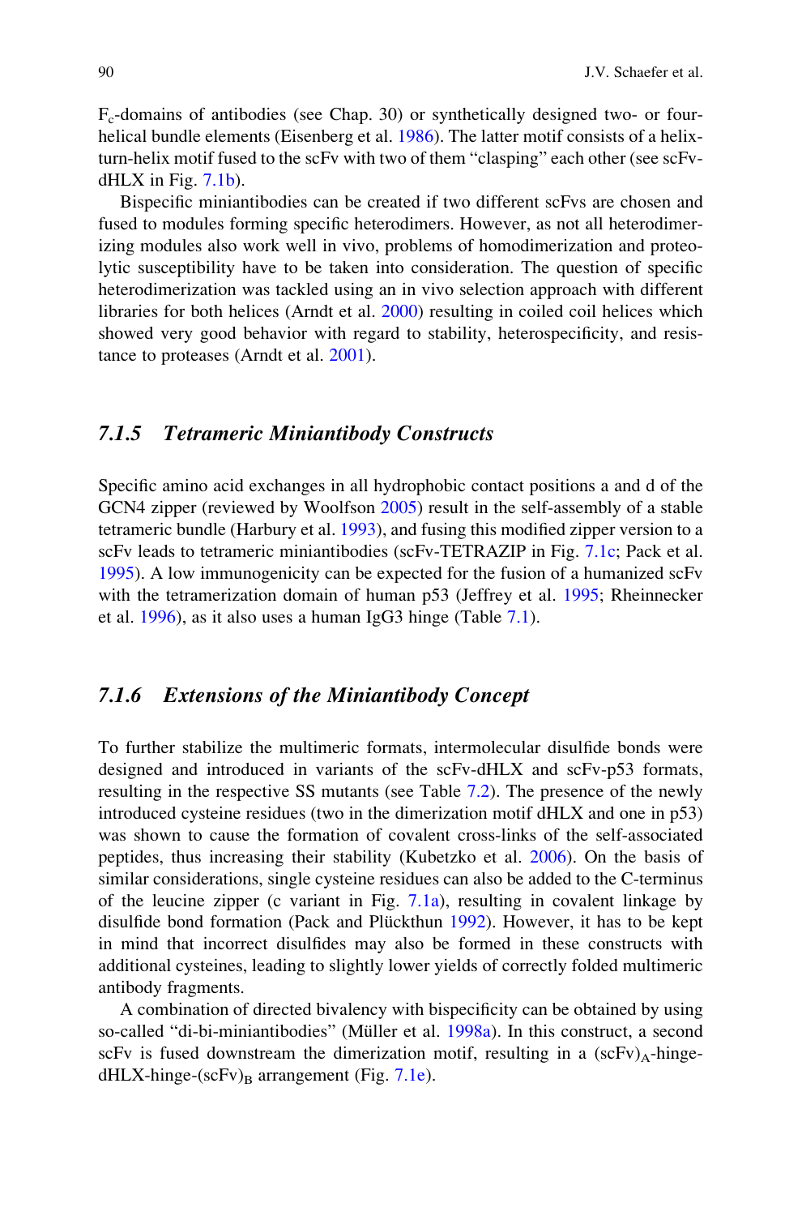$F_c$-domains of antibodies (see Chap. 30) or synthetically designed two- or four-helical bundle elements (Eisenberg et al. 1986). The latter motif consists of a helix-turn-helix motif fused to the scFv with two of them "clasping" each other (see scFv-dHLX in Fig. 7.1b).

Bispecific miniantibodies can be created if two different scFvs are chosen and fused to modules forming specific heterodimers. However, as not all heterodimerizing modules also work well in vivo, problems of homodimerization and proteolytic susceptibility have to be taken into consideration. The question of specific heterodimerization was tackled using an in vivo selection approach with different libraries for both helices (Arndt et al. 2000) resulting in coiled coil helices which showed very good behavior with regard to stability, heterospecificity, and resistance to proteases (Arndt et al. 2001).

### *7.1.5 Tetrameric Miniantibody Constructs*

Specific amino acid exchanges in all hydrophobic contact positions a and d of the GCN4 zipper (reviewed by Woolfson 2005) result in the self-assembly of a stable tetrameric bundle (Harbury et al. 1993), and fusing this modified zipper version to a scFv leads to tetrameric miniantibodies (scFv-TETRAZIP in Fig. 7.1c; Pack et al. 1995). A low immunogenicity can be expected for the fusion of a humanized scFv with the tetramerization domain of human p53 (Jeffrey et al. 1995; Rheinnecker et al. 1996), as it also uses a human IgG3 hinge (Table 7.1).

### *7.1.6 Extensions of the Miniantibody Concept*

To further stabilize the multimeric formats, intermolecular disulfide bonds were designed and introduced in variants of the scFv-dHLX and scFv-p53 formats, resulting in the respective SS mutants (see Table 7.2). The presence of the newly introduced cysteine residues (two in the dimerization motif dHLX and one in p53) was shown to cause the formation of covalent cross-links of the self-associated peptides, thus increasing their stability (Kubetzko et al. 2006). On the basis of similar considerations, single cysteine residues can also be added to the C-terminus of the leucine zipper (c variant in Fig. 7.1a), resulting in covalent linkage by disulfide bond formation (Pack and Plückthun 1992). However, it has to be kept in mind that incorrect disulfides may also be formed in these constructs with additional cysteines, leading to slightly lower yields of correctly folded multimeric antibody fragments.

A combination of directed bivalency with bispecificity can be obtained by using so-called "di-bi-miniantibodies" (Müller et al. 1998a). In this construct, a second scFv is fused downstream the dimerization motif, resulting in a $(scFv)_A$-hinge-dHLX-hinge-$(scFv)_B$ arrangement (Fig. 7.1e).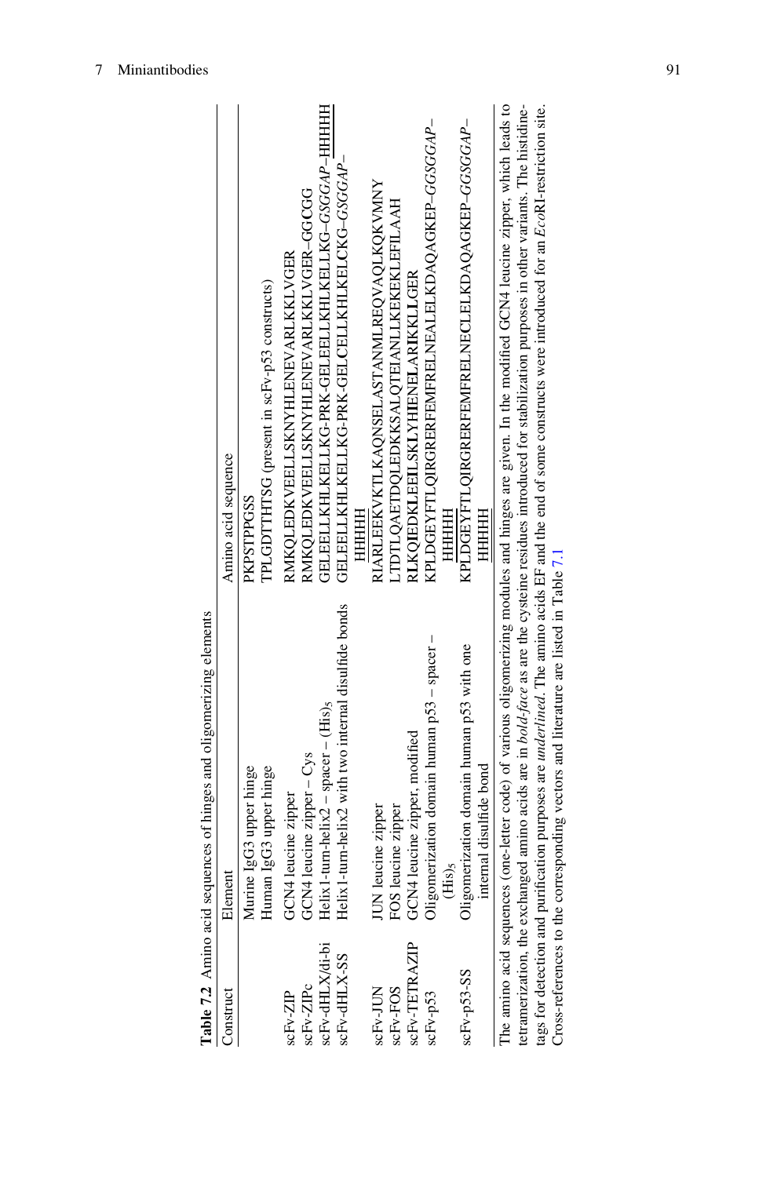**Table 7.2** Amino acid sequences of hinges and oligomerizing elements

| Construct | Element | Amino acid sequence |
|---|---|---|
| | Murine IgG3 upper hinge | PKPSTPPGSS |
| | Human IgG3 upper hinge | TPLGDTTHTSG (present in scFv-p53 constructs) |
| scFv-ZIP | GCN4 leucine zipper | RMKQLEDKVEELLSKNYHLENEVARLKKLVGER |
| scFv-ZIPc | GCN4 leucine zipper – Cys | RMKQLEDKVEELLSKNYHLENEVARLKKLVGER-GG**C**GG |
| scFv-dHLX/di-bi | Helix1-turn-helix2 – spacer – $(His)_5$ | GELEELLKHLKELLKG-PRK-GELEELLKHLKELLKG-*GSGGAP*-<u>HHHHH</u> |
| scFv-dHLX-SS | Helix1-turn-helix2 with two internal disulfide bonds | GELEELLKHLKELL**C**KG-PRK-GEL**C**ELLKHLKEL**C**KG-*GSGGAP*-<u>HHHHH</u> |
| scFv-JUN | JUN leucine zipper | RIARLEEKVKTLKAQNSELASTANMLREQVAQLKQKVMNY |
| scFv-FOS | FOS leucine zipper | LTDTLQAETDQLEDKKSALQTEIANLLKEKEKLEFILAAH |
| scFv-TETRAZIP | GCN4 leucine zipper, modified | RLKQIEDKLEEILSKLYHIENELARIKKLLGER |
| scFv-p53 | Oligomerization domain human p53 – spacer – $(His)_5$ | KPLDGEYFTLQIRGRERFEMFRELNEALELKDAQAGKEP-*GGSGGAP*-<u>HHHHH</u> |
| scFv-p53-SS | Oligomerization domain human p53 with one internal disulfide bond | KPLDGEYFTLQIRGRERFEMFRELNE**C**LELKDAQAGKEP-*GGSGGAP*-<u>HHHHH</u> |

The amino acid sequences (one-letter code) of various oligomerizing modules and hinges are given. In the modified GCN4 leucine zipper, which leads to tetramerization, the exchanged amino acids are in *bold-face* as are the cysteine residues introduced for stabilization purposes in other variants. The histidine-tags for detection and purification purposes are *underlined*. The amino acids EF and the end of some constructs were introduced for an *Eco*RI-restriction site. Cross-references to the corresponding vectors and literature are listed in Table 7.1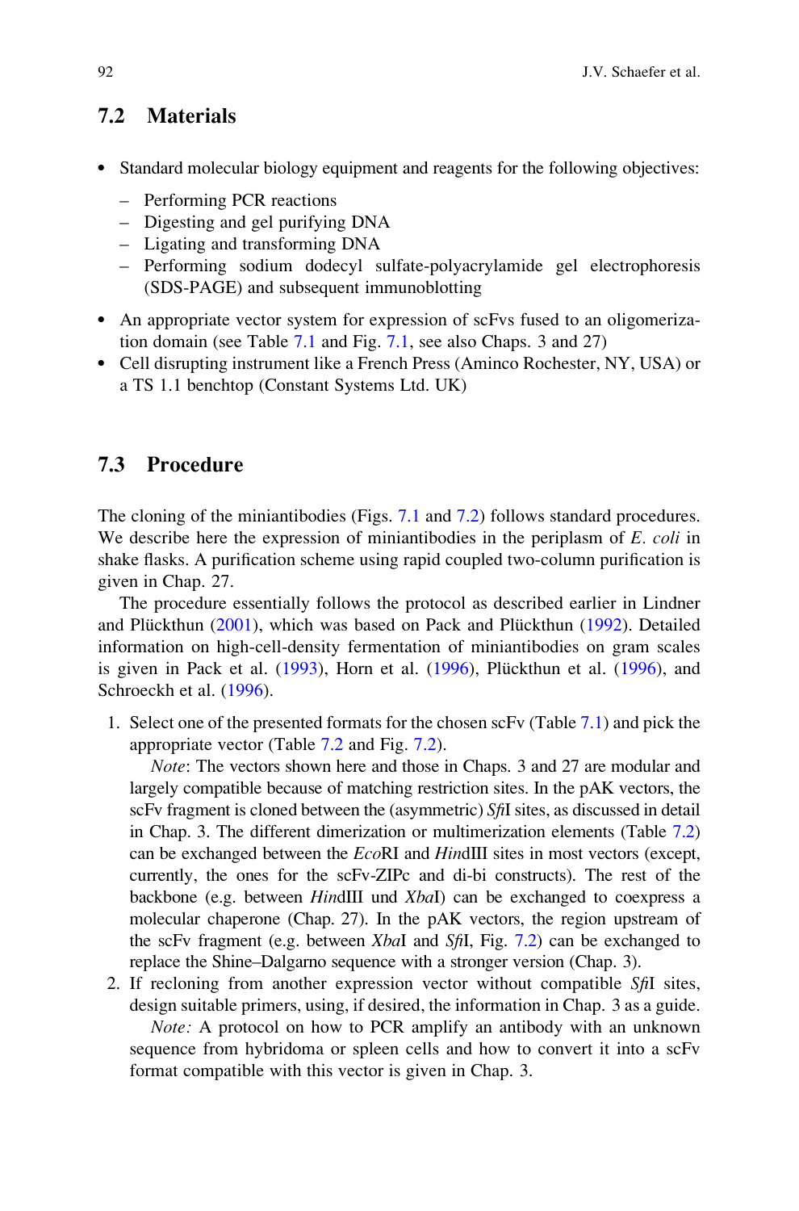## 7.2 Materials

- Standard molecular biology equipment and reagents for the following objectives:
  - Performing PCR reactions
  - Digesting and gel purifying DNA
  - Ligating and transforming DNA
  - Performing sodium dodecyl sulfate-polyacrylamide gel electrophoresis (SDS-PAGE) and subsequent immunoblotting
- An appropriate vector system for expression of scFvs fused to an oligomerization domain (see Table 7.1 and Fig. 7.1, see also Chaps. 3 and 27)
- Cell disrupting instrument like a French Press (Aminco Rochester, NY, USA) or a TS 1.1 benchtop (Constant Systems Ltd. UK)

## 7.3 Procedure

The cloning of the miniantibodies (Figs. 7.1 and 7.2) follows standard procedures. We describe here the expression of miniantibodies in the periplasm of *E. coli* in shake flasks. A purification scheme using rapid coupled two-column purification is given in Chap. 27.

The procedure essentially follows the protocol as described earlier in Lindner and Plückthun (2001), which was based on Pack and Plückthun (1992). Detailed information on high-cell-density fermentation of miniantibodies on gram scales is given in Pack et al. (1993), Horn et al. (1996), Plückthun et al. (1996), and Schroeckh et al. (1996).

1. Select one of the presented formats for the chosen scFv (Table 7.1) and pick the appropriate vector (Table 7.2 and Fig. 7.2).

   *Note*: The vectors shown here and those in Chaps. 3 and 27 are modular and largely compatible because of matching restriction sites. In the pAK vectors, the scFv fragment is cloned between the (asymmetric) *Sfi*I sites, as discussed in detail in Chap. 3. The different dimerization or multimerization elements (Table 7.2) can be exchanged between the *Eco*RI and *Hin*dIII sites in most vectors (except, currently, the ones for the scFv-ZIPc and di-bi constructs). The rest of the backbone (e.g. between *Hin*dIII und *Xba*I) can be exchanged to coexpress a molecular chaperone (Chap. 27). In the pAK vectors, the region upstream of the scFv fragment (e.g. between *Xba*I and *Sfi*I, Fig. 7.2) can be exchanged to replace the Shine–Dalgarno sequence with a stronger version (Chap. 3).

2. If recloning from another expression vector without compatible *Sfi*I sites, design suitable primers, using, if desired, the information in Chap. 3 as a guide.

   *Note:* A protocol on how to PCR amplify an antibody with an unknown sequence from hybridoma or spleen cells and how to convert it into a scFv format compatible with this vector is given in Chap. 3.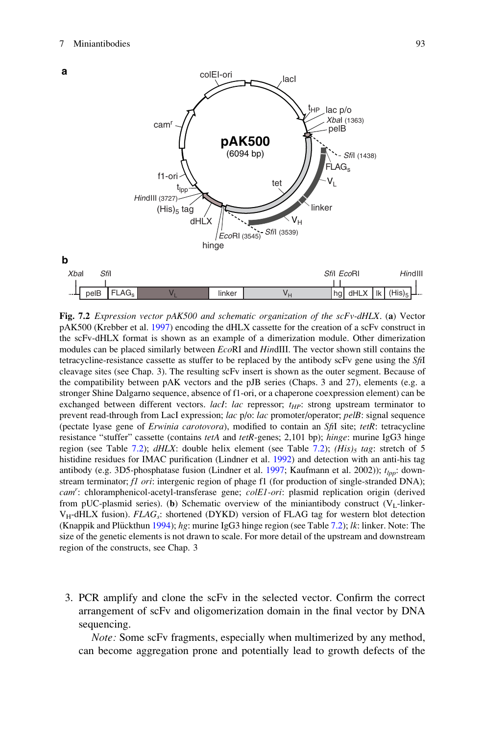**a**

**b**

**Fig. 7.2** *Expression vector pAK500 and schematic organization of the scFv-dHLX*. (**a**) Vector pAK500 (Krebber et al. 1997) encoding the dHLX cassette for the creation of a scFv construct in the scFv-dHLX format is shown as an example of a dimerization module. Other dimerization modules can be placed similarly between *Eco*RI and *Hin*dIII. The vector shown still contains the tetracycline-resistance cassette as stuffer to be replaced by the antibody scFv gene using the *Sfi*I cleavage sites (see Chap. 3). The resulting scFv insert is shown as the outer segment. Because of the compatibility between pAK vectors and the pJB series (Chaps. 3 and 27), elements (e.g. a stronger Shine Dalgarno sequence, absence of f1-ori, or a chaperone coexpression element) can be exchanged between different vectors. *lacI*: *lac* repressor; $t_{HP}$: strong upstream terminator to prevent read-through from LacI expression; *lac* p/o: *lac* promoter/operator; *pelB*: signal sequence (pectate lyase gene of *Erwinia carotovora*), modified to contain an *Sfi*I site; *tetR*: tetracycline resistance "stuffer" cassette (contains *tetA* and *tetR*-genes; 2,101 bp); *hinge*: murine IgG3 hinge region (see Table 7.2); *dHLX*: double helix element (see Table 7.2); *(His)$_5$ tag*: stretch of 5 histidine residues for IMAC purification (Lindner et al. 1992) and detection with an anti-his tag antibody (e.g. 3D5-phosphatase fusion (Lindner et al. 1997; Kaufmann et al. 2002)); $t_{lpp}$: downstream terminator; *f1 ori*: intergenic region of phage f1 (for production of single-stranded DNA); *cam$^r$*: chloramphenicol-acetyl-transferase gene; *colE1-ori*: plasmid replication origin (derived from pUC-plasmid series). (**b**) Schematic overview of the miniantibody construct ($V_L$-linker-$V_H$-dHLX fusion). *FLAG$_s$*: shortened (DYKD) version of FLAG tag for western blot detection (Knappik and Plückthun 1994); *hg*: murine IgG3 hinge region (see Table 7.2); *lk*: linker. Note: The size of the genetic elements is not drawn to scale. For more detail of the upstream and downstream region of the constructs, see Chap. 3

3. PCR amplify and clone the scFv in the selected vector. Confirm the correct arrangement of scFv and oligomerization domain in the final vector by DNA sequencing.

   *Note:* Some scFv fragments, especially when multimerized by any method, can become aggregation prone and potentially lead to growth defects of the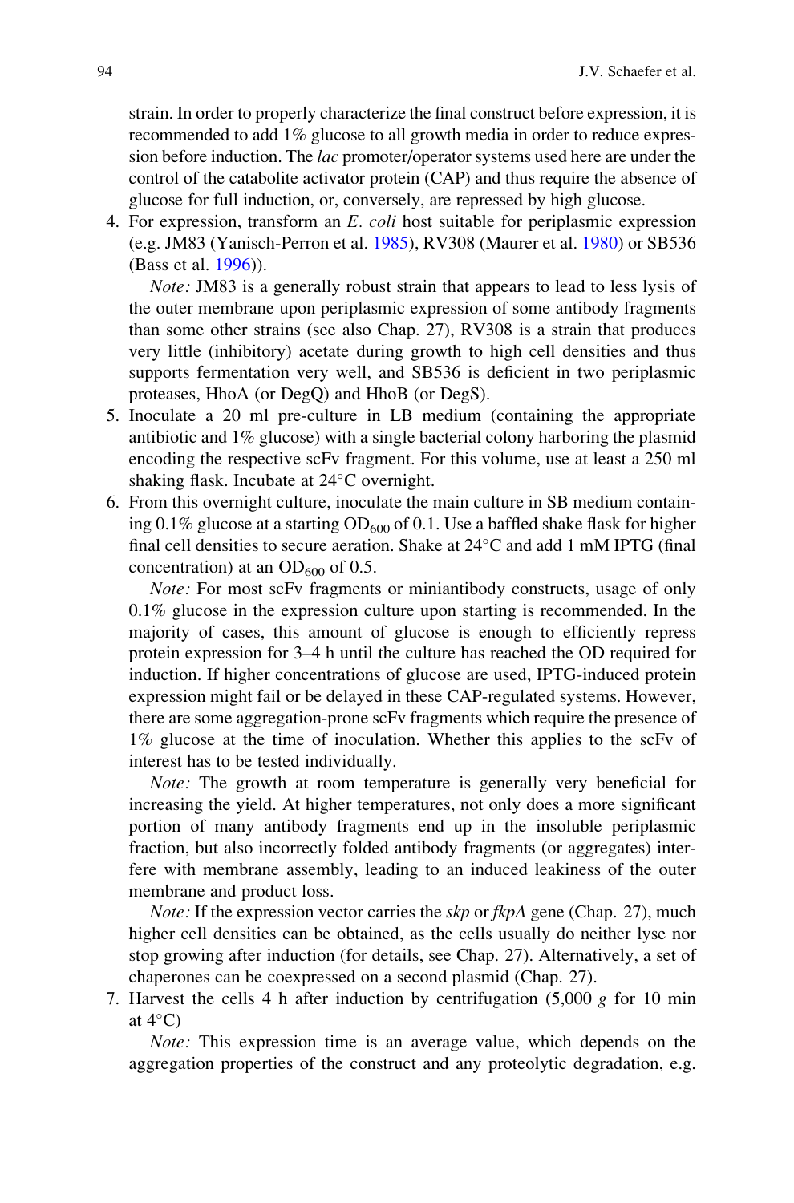strain. In order to properly characterize the final construct before expression, it is recommended to add 1% glucose to all growth media in order to reduce expression before induction. The *lac* promoter/operator systems used here are under the control of the catabolite activator protein (CAP) and thus require the absence of glucose for full induction, or, conversely, are repressed by high glucose.

4. For expression, transform an *E. coli* host suitable for periplasmic expression (e.g. JM83 (Yanisch-Perron et al. 1985), RV308 (Maurer et al. 1980) or SB536 (Bass et al. 1996)).

   *Note:* JM83 is a generally robust strain that appears to lead to less lysis of the outer membrane upon periplasmic expression of some antibody fragments than some other strains (see also Chap. 27), RV308 is a strain that produces very little (inhibitory) acetate during growth to high cell densities and thus supports fermentation very well, and SB536 is deficient in two periplasmic proteases, HhoA (or DegQ) and HhoB (or DegS).

5. Inoculate a 20 ml pre-culture in LB medium (containing the appropriate antibiotic and 1% glucose) with a single bacterial colony harboring the plasmid encoding the respective scFv fragment. For this volume, use at least a 250 ml shaking flask. Incubate at 24°C overnight.

6. From this overnight culture, inoculate the main culture in SB medium containing 0.1% glucose at a starting $OD_{600}$ of 0.1. Use a baffled shake flask for higher final cell densities to secure aeration. Shake at 24°C and add 1 mM IPTG (final concentration) at an $OD_{600}$ of 0.5.

   *Note:* For most scFv fragments or miniantibody constructs, usage of only 0.1% glucose in the expression culture upon starting is recommended. In the majority of cases, this amount of glucose is enough to efficiently repress protein expression for 3–4 h until the culture has reached the OD required for induction. If higher concentrations of glucose are used, IPTG-induced protein expression might fail or be delayed in these CAP-regulated systems. However, there are some aggregation-prone scFv fragments which require the presence of 1% glucose at the time of inoculation. Whether this applies to the scFv of interest has to be tested individually.

   *Note:* The growth at room temperature is generally very beneficial for increasing the yield. At higher temperatures, not only does a more significant portion of many antibody fragments end up in the insoluble periplasmic fraction, but also incorrectly folded antibody fragments (or aggregates) interfere with membrane assembly, leading to an induced leakiness of the outer membrane and product loss.

   *Note:* If the expression vector carries the *skp* or *fkpA* gene (Chap. 27), much higher cell densities can be obtained, as the cells usually do neither lyse nor stop growing after induction (for details, see Chap. 27). Alternatively, a set of chaperones can be coexpressed on a second plasmid (Chap. 27).

7. Harvest the cells 4 h after induction by centrifugation (5,000 *g* for 10 min at 4°C)

   *Note:* This expression time is an average value, which depends on the aggregation properties of the construct and any proteolytic degradation, e.g.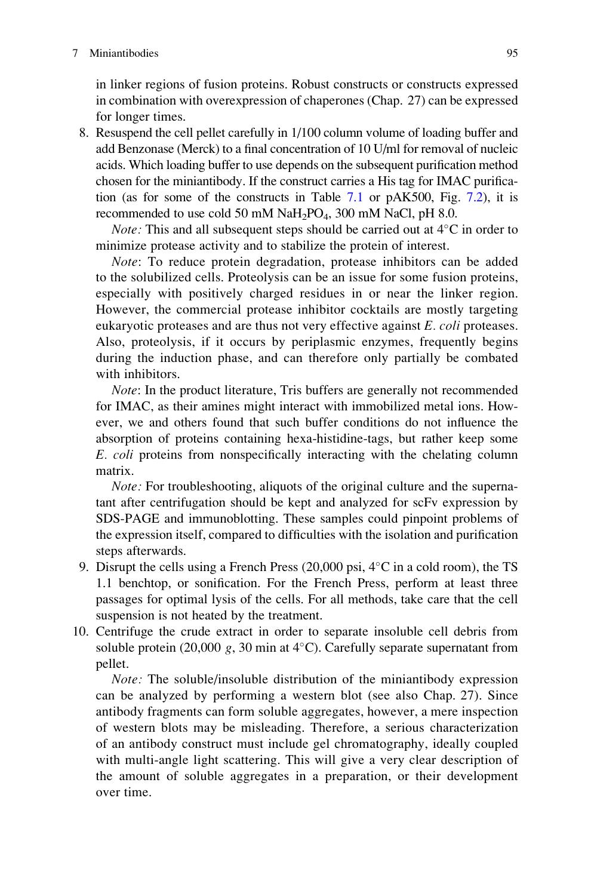in linker regions of fusion proteins. Robust constructs or constructs expressed in combination with overexpression of chaperones (Chap. 27) can be expressed for longer times.

8. Resuspend the cell pellet carefully in 1/100 column volume of loading buffer and add Benzonase (Merck) to a final concentration of 10 U/ml for removal of nucleic acids. Which loading buffer to use depends on the subsequent purification method chosen for the miniantibody. If the construct carries a His tag for IMAC purification (as for some of the constructs in Table 7.1 or pAK500, Fig. 7.2), it is recommended to use cold 50 mM $NaH_2PO_4$, 300 mM NaCl, pH 8.0.

   *Note:* This and all subsequent steps should be carried out at 4°C in order to minimize protease activity and to stabilize the protein of interest.

   *Note*: To reduce protein degradation, protease inhibitors can be added to the solubilized cells. Proteolysis can be an issue for some fusion proteins, especially with positively charged residues in or near the linker region. However, the commercial protease inhibitor cocktails are mostly targeting eukaryotic proteases and are thus not very effective against *E. coli* proteases. Also, proteolysis, if it occurs by periplasmic enzymes, frequently begins during the induction phase, and can therefore only partially be combated with inhibitors.

   *Note*: In the product literature, Tris buffers are generally not recommended for IMAC, as their amines might interact with immobilized metal ions. However, we and others found that such buffer conditions do not influence the absorption of proteins containing hexa-histidine-tags, but rather keep some *E. coli* proteins from nonspecifically interacting with the chelating column matrix.

   *Note:* For troubleshooting, aliquots of the original culture and the supernatant after centrifugation should be kept and analyzed for scFv expression by SDS-PAGE and immunoblotting. These samples could pinpoint problems of the expression itself, compared to difficulties with the isolation and purification steps afterwards.

9. Disrupt the cells using a French Press (20,000 psi, 4°C in a cold room), the TS 1.1 benchtop, or sonification. For the French Press, perform at least three passages for optimal lysis of the cells. For all methods, take care that the cell suspension is not heated by the treatment.

10. Centrifuge the crude extract in order to separate insoluble cell debris from soluble protein (20,000 *g*, 30 min at 4°C). Carefully separate supernatant from pellet.

    *Note:* The soluble/insoluble distribution of the miniantibody expression can be analyzed by performing a western blot (see also Chap. 27). Since antibody fragments can form soluble aggregates, however, a mere inspection of western blots may be misleading. Therefore, a serious characterization of an antibody construct must include gel chromatography, ideally coupled with multi-angle light scattering. This will give a very clear description of the amount of soluble aggregates in a preparation, or their development over time.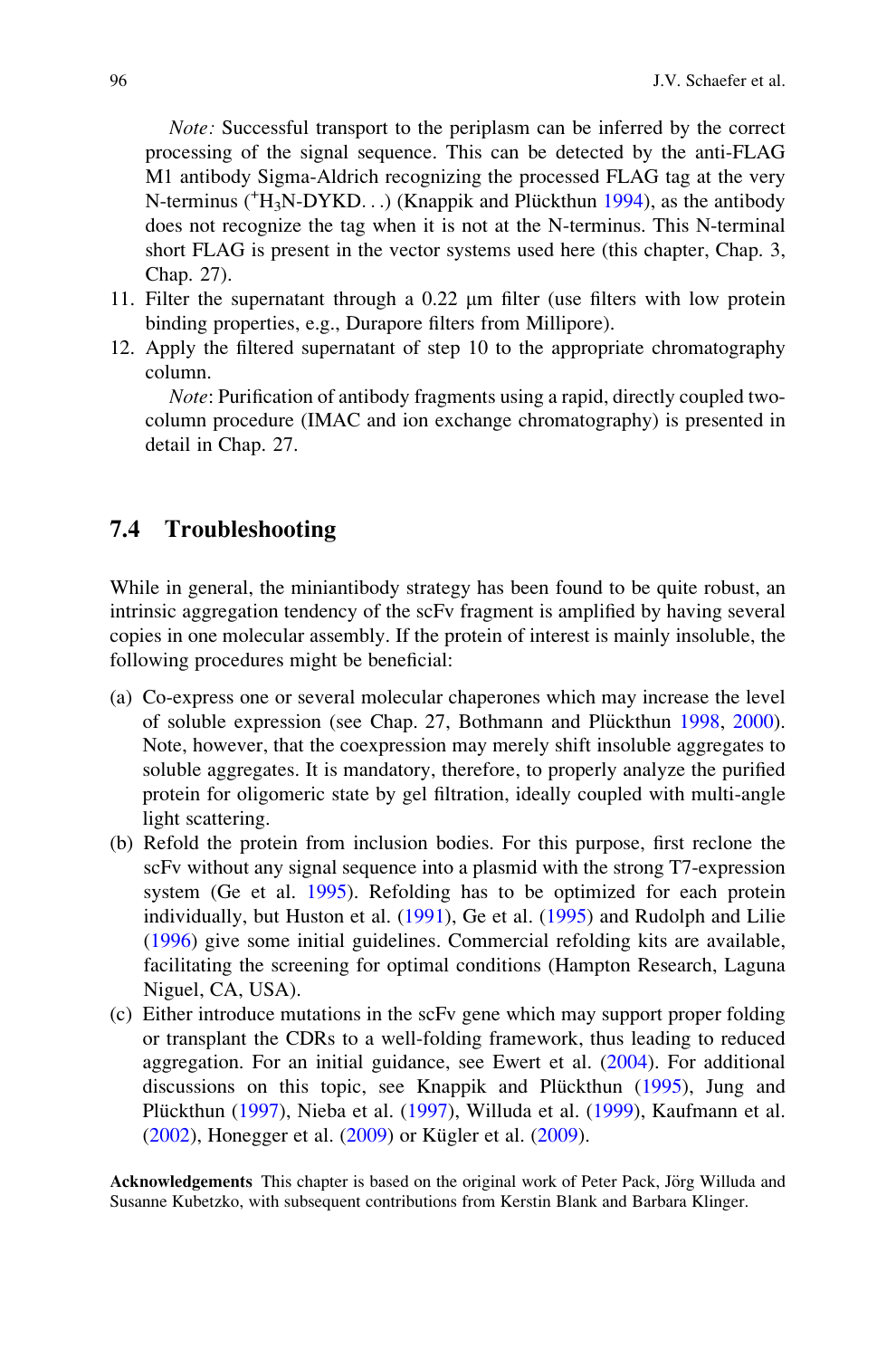*Note:* Successful transport to the periplasm can be inferred by the correct processing of the signal sequence. This can be detected by the anti-FLAG M1 antibody Sigma-Aldrich recognizing the processed FLAG tag at the very N-terminus ($^{+}H_3N$-DYKD. . .) (Knappik and Plückthun 1994), as the antibody does not recognize the tag when it is not at the N-terminus. This N-terminal short FLAG is present in the vector systems used here (this chapter, Chap. 3, Chap. 27).

11. Filter the supernatant through a 0.22 μm filter (use filters with low protein binding properties, e.g., Durapore filters from Millipore).
12. Apply the filtered supernatant of step 10 to the appropriate chromatography column.

    *Note*: Purification of antibody fragments using a rapid, directly coupled two-column procedure (IMAC and ion exchange chromatography) is presented in detail in Chap. 27.

## 7.4 Troubleshooting

While in general, the miniantibody strategy has been found to be quite robust, an intrinsic aggregation tendency of the scFv fragment is amplified by having several copies in one molecular assembly. If the protein of interest is mainly insoluble, the following procedures might be beneficial:

(a) Co-express one or several molecular chaperones which may increase the level of soluble expression (see Chap. 27, Bothmann and Plückthun 1998, 2000). Note, however, that the coexpression may merely shift insoluble aggregates to soluble aggregates. It is mandatory, therefore, to properly analyze the purified protein for oligomeric state by gel filtration, ideally coupled with multi-angle light scattering.

(b) Refold the protein from inclusion bodies. For this purpose, first reclone the scFv without any signal sequence into a plasmid with the strong T7-expression system (Ge et al. 1995). Refolding has to be optimized for each protein individually, but Huston et al. (1991), Ge et al. (1995) and Rudolph and Lilie (1996) give some initial guidelines. Commercial refolding kits are available, facilitating the screening for optimal conditions (Hampton Research, Laguna Niguel, CA, USA).

(c) Either introduce mutations in the scFv gene which may support proper folding or transplant the CDRs to a well-folding framework, thus leading to reduced aggregation. For an initial guidance, see Ewert et al. (2004). For additional discussions on this topic, see Knappik and Plückthun (1995), Jung and Plückthun (1997), Nieba et al. (1997), Willuda et al. (1999), Kaufmann et al. (2002), Honegger et al. (2009) or Kügler et al. (2009).

**Acknowledgements** This chapter is based on the original work of Peter Pack, Jörg Willuda and Susanne Kubetzko, with subsequent contributions from Kerstin Blank and Barbara Klinger.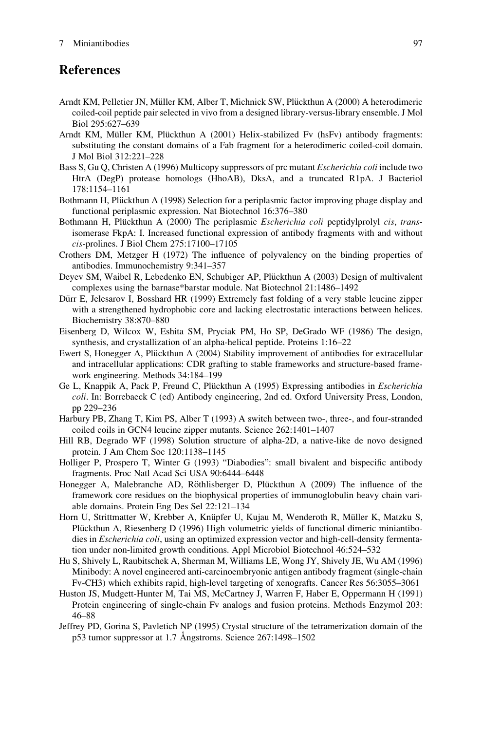## References

Arndt KM, Pelletier JN, Müller KM, Alber T, Michnick SW, Plückthun A (2000) A heterodimeric coiled-coil peptide pair selected in vivo from a designed library-versus-library ensemble. J Mol Biol 295:627–639

Arndt KM, Müller KM, Plückthun A (2001) Helix-stabilized Fv (hsFv) antibody fragments: substituting the constant domains of a Fab fragment for a heterodimeric coiled-coil domain. J Mol Biol 312:221–228

Bass S, Gu Q, Christen A (1996) Multicopy suppressors of prc mutant *Escherichia coli* include two HtrA (DegP) protease homologs (HhoAB), DksA, and a truncated R1pA. J Bacteriol 178:1154–1161

Bothmann H, Plückthun A (1998) Selection for a periplasmic factor improving phage display and functional periplasmic expression. Nat Biotechnol 16:376–380

Bothmann H, Plückthun A (2000) The periplasmic *Escherichia coli* peptidylprolyl *cis*, *trans*-isomerase FkpA: I. Increased functional expression of antibody fragments with and without *cis*-prolines. J Biol Chem 275:17100–17105

Crothers DM, Metzger H (1972) The influence of polyvalency on the binding properties of antibodies. Immunochemistry 9:341–357

Deyev SM, Waibel R, Lebedenko EN, Schubiger AP, Plückthun A (2003) Design of multivalent complexes using the barnase*barstar module. Nat Biotechnol 21:1486–1492

Dürr E, Jelesarov I, Bosshard HR (1999) Extremely fast folding of a very stable leucine zipper with a strengthened hydrophobic core and lacking electrostatic interactions between helices. Biochemistry 38:870–880

Eisenberg D, Wilcox W, Eshita SM, Pryciak PM, Ho SP, DeGrado WF (1986) The design, synthesis, and crystallization of an alpha-helical peptide. Proteins 1:16–22

Ewert S, Honegger A, Plückthun A (2004) Stability improvement of antibodies for extracellular and intracellular applications: CDR grafting to stable frameworks and structure-based framework engineering. Methods 34:184–199

Ge L, Knappik A, Pack P, Freund C, Plückthun A (1995) Expressing antibodies in *Escherichia coli*. In: Borrebaeck C (ed) Antibody engineering, 2nd ed. Oxford University Press, London, pp 229–236

Harbury PB, Zhang T, Kim PS, Alber T (1993) A switch between two-, three-, and four-stranded coiled coils in GCN4 leucine zipper mutants. Science 262:1401–1407

Hill RB, Degrado WF (1998) Solution structure of alpha-2D, a native-like de novo designed protein. J Am Chem Soc 120:1138–1145

Holliger P, Prospero T, Winter G (1993) "Diabodies": small bivalent and bispecific antibody fragments. Proc Natl Acad Sci USA 90:6444–6448

Honegger A, Malebranche AD, Röthlisberger D, Plückthun A (2009) The influence of the framework core residues on the biophysical properties of immunoglobulin heavy chain variable domains. Protein Eng Des Sel 22:121–134

Horn U, Strittmatter W, Krebber A, Knüpfer U, Kujau M, Wenderoth R, Müller K, Matzku S, Plückthun A, Riesenberg D (1996) High volumetric yields of functional dimeric miniantibodies in *Escherichia coli*, using an optimized expression vector and high-cell-density fermentation under non-limited growth conditions. Appl Microbiol Biotechnol 46:524–532

Hu S, Shively L, Raubitschek A, Sherman M, Williams LE, Wong JY, Shively JE, Wu AM (1996) Minibody: A novel engineered anti-carcinoembryonic antigen antibody fragment (single-chain Fv-CH3) which exhibits rapid, high-level targeting of xenografts. Cancer Res 56:3055–3061

Huston JS, Mudgett-Hunter M, Tai MS, McCartney J, Warren F, Haber E, Oppermann H (1991) Protein engineering of single-chain Fv analogs and fusion proteins. Methods Enzymol 203: 46–88

Jeffrey PD, Gorina S, Pavletich NP (1995) Crystal structure of the tetramerization domain of the p53 tumor suppressor at 1.7 Ångstroms. Science 267:1498–1502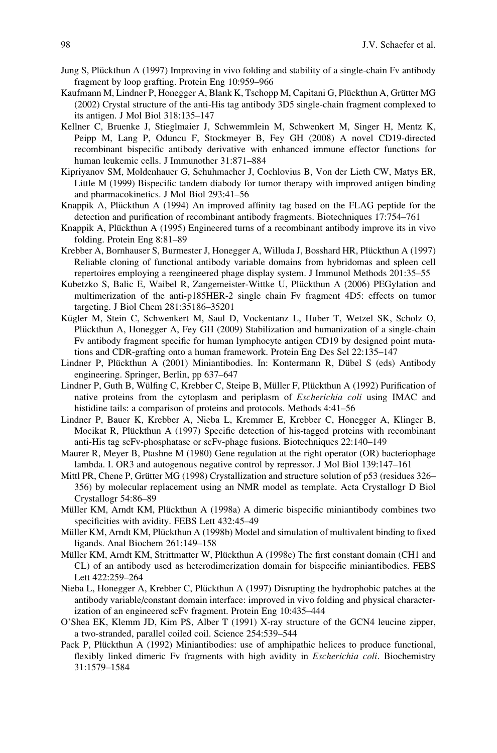Jung S, Plückthun A (1997) Improving in vivo folding and stability of a single-chain Fv antibody fragment by loop grafting. Protein Eng 10:959–966

Kaufmann M, Lindner P, Honegger A, Blank K, Tschopp M, Capitani G, Plückthun A, Grütter MG (2002) Crystal structure of the anti-His tag antibody 3D5 single-chain fragment complexed to its antigen. J Mol Biol 318:135–147

Kellner C, Bruenke J, Stieglmaier J, Schwemmlein M, Schwenkert M, Singer H, Mentz K, Peipp M, Lang P, Oduncu F, Stockmeyer B, Fey GH (2008) A novel CD19-directed recombinant bispecific antibody derivative with enhanced immune effector functions for human leukemic cells. J Immunother 31:871–884

Kipriyanov SM, Moldenhauer G, Schuhmacher J, Cochlovius B, Von der Lieth CW, Matys ER, Little M (1999) Bispecific tandem diabody for tumor therapy with improved antigen binding and pharmacokinetics. J Mol Biol 293:41–56

Knappik A, Plückthun A (1994) An improved affinity tag based on the FLAG peptide for the detection and purification of recombinant antibody fragments. Biotechniques 17:754–761

Knappik A, Plückthun A (1995) Engineered turns of a recombinant antibody improve its in vivo folding. Protein Eng 8:81–89

Krebber A, Bornhauser S, Burmester J, Honegger A, Willuda J, Bosshard HR, Plückthun A (1997) Reliable cloning of functional antibody variable domains from hybridomas and spleen cell repertoires employing a reengineered phage display system. J Immunol Methods 201:35–55

Kubetzko S, Balic E, Waibel R, Zangemeister-Wittke U, Plückthun A (2006) PEGylation and multimerization of the anti-p185HER-2 single chain Fv fragment 4D5: effects on tumor targeting. J Biol Chem 281:35186–35201

Kügler M, Stein C, Schwenkert M, Saul D, Vockentanz L, Huber T, Wetzel SK, Scholz O, Plückthun A, Honegger A, Fey GH (2009) Stabilization and humanization of a single-chain Fv antibody fragment specific for human lymphocyte antigen CD19 by designed point mutations and CDR-grafting onto a human framework. Protein Eng Des Sel 22:135–147

Lindner P, Plückthun A (2001) Miniantibodies. In: Kontermann R, Dübel S (eds) Antibody engineering. Springer, Berlin, pp 637–647

Lindner P, Guth B, Wülfing C, Krebber C, Steipe B, Müller F, Plückthun A (1992) Purification of native proteins from the cytoplasm and periplasm of *Escherichia coli* using IMAC and histidine tails: a comparison of proteins and protocols. Methods 4:41–56

Lindner P, Bauer K, Krebber A, Nieba L, Kremmer E, Krebber C, Honegger A, Klinger B, Mocikat R, Plückthun A (1997) Specific detection of his-tagged proteins with recombinant anti-His tag scFv-phosphatase or scFv-phage fusions. Biotechniques 22:140–149

Maurer R, Meyer B, Ptashne M (1980) Gene regulation at the right operator (OR) bacteriophage lambda. I. OR3 and autogenous negative control by repressor. J Mol Biol 139:147–161

Mittl PR, Chene P, Grütter MG (1998) Crystallization and structure solution of p53 (residues 326–356) by molecular replacement using an NMR model as template. Acta Crystallogr D Biol Crystallogr 54:86–89

Müller KM, Arndt KM, Plückthun A (1998a) A dimeric bispecific miniantibody combines two specificities with avidity. FEBS Lett 432:45–49

Müller KM, Arndt KM, Plückthun A (1998b) Model and simulation of multivalent binding to fixed ligands. Anal Biochem 261:149–158

Müller KM, Arndt KM, Strittmatter W, Plückthun A (1998c) The first constant domain (CH1 and CL) of an antibody used as heterodimerization domain for bispecific miniantibodies. FEBS Lett 422:259–264

Nieba L, Honegger A, Krebber C, Plückthun A (1997) Disrupting the hydrophobic patches at the antibody variable/constant domain interface: improved in vivo folding and physical characterization of an engineered scFv fragment. Protein Eng 10:435–444

O'Shea EK, Klemm JD, Kim PS, Alber T (1991) X-ray structure of the GCN4 leucine zipper, a two-stranded, parallel coiled coil. Science 254:539–544

Pack P, Plückthun A (1992) Miniantibodies: use of amphipathic helices to produce functional, flexibly linked dimeric Fv fragments with high avidity in *Escherichia coli*. Biochemistry 31:1579–1584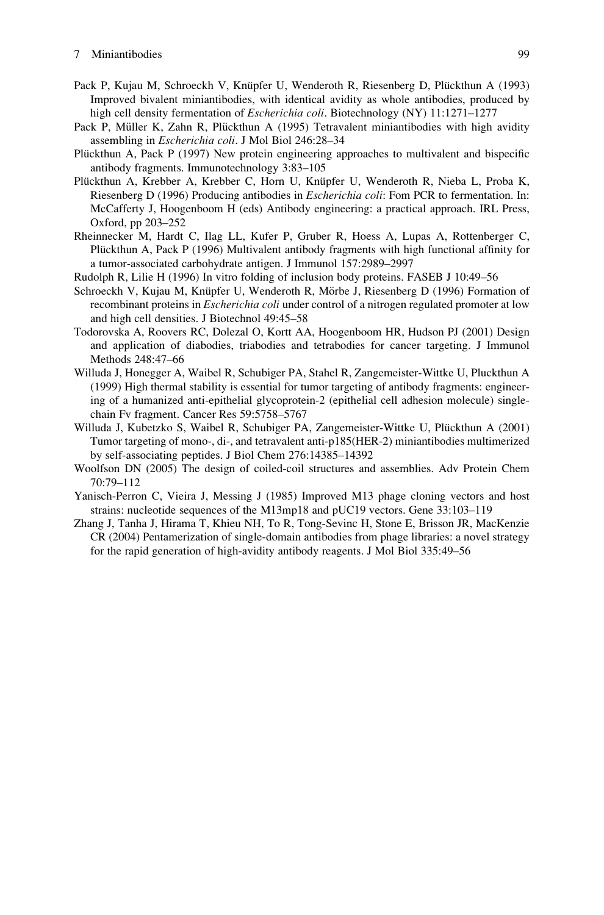Pack P, Kujau M, Schroeckh V, Knüpfer U, Wenderoth R, Riesenberg D, Plückthun A (1993) Improved bivalent miniantibodies, with identical avidity as whole antibodies, produced by high cell density fermentation of *Escherichia coli*. Biotechnology (NY) 11:1271–1277

Pack P, Müller K, Zahn R, Plückthun A (1995) Tetravalent miniantibodies with high avidity assembling in *Escherichia coli*. J Mol Biol 246:28–34

Plückthun A, Pack P (1997) New protein engineering approaches to multivalent and bispecific antibody fragments. Immunotechnology 3:83–105

Plückthun A, Krebber A, Krebber C, Horn U, Knüpfer U, Wenderoth R, Nieba L, Proba K, Riesenberg D (1996) Producing antibodies in *Escherichia coli*: Fom PCR to fermentation. In: McCafferty J, Hoogenboom H (eds) Antibody engineering: a practical approach. IRL Press, Oxford, pp 203–252

Rheinnecker M, Hardt C, Ilag LL, Kufer P, Gruber R, Hoess A, Lupas A, Rottenberger C, Plückthun A, Pack P (1996) Multivalent antibody fragments with high functional affinity for a tumor-associated carbohydrate antigen. J Immunol 157:2989–2997

Rudolph R, Lilie H (1996) In vitro folding of inclusion body proteins. FASEB J 10:49–56

Schroeckh V, Kujau M, Knüpfer U, Wenderoth R, Mörbe J, Riesenberg D (1996) Formation of recombinant proteins in *Escherichia coli* under control of a nitrogen regulated promoter at low and high cell densities. J Biotechnol 49:45–58

Todorovska A, Roovers RC, Dolezal O, Kortt AA, Hoogenboom HR, Hudson PJ (2001) Design and application of diabodies, triabodies and tetrabodies for cancer targeting. J Immunol Methods 248:47–66

Willuda J, Honegger A, Waibel R, Schubiger PA, Stahel R, Zangemeister-Wittke U, Pluckthun A (1999) High thermal stability is essential for tumor targeting of antibody fragments: engineering of a humanized anti-epithelial glycoprotein-2 (epithelial cell adhesion molecule) single-chain Fv fragment. Cancer Res 59:5758–5767

Willuda J, Kubetzko S, Waibel R, Schubiger PA, Zangemeister-Wittke U, Plückthun A (2001) Tumor targeting of mono-, di-, and tetravalent anti-p185(HER-2) miniantibodies multimerized by self-associating peptides. J Biol Chem 276:14385–14392

Woolfson DN (2005) The design of coiled-coil structures and assemblies. Adv Protein Chem 70:79–112

Yanisch-Perron C, Vieira J, Messing J (1985) Improved M13 phage cloning vectors and host strains: nucleotide sequences of the M13mp18 and pUC19 vectors. Gene 33:103–119

Zhang J, Tanha J, Hirama T, Khieu NH, To R, Tong-Sevinc H, Stone E, Brisson JR, MacKenzie CR (2004) Pentamerization of single-domain antibodies from phage libraries: a novel strategy for the rapid generation of high-avidity antibody reagents. J Mol Biol 335:49–56